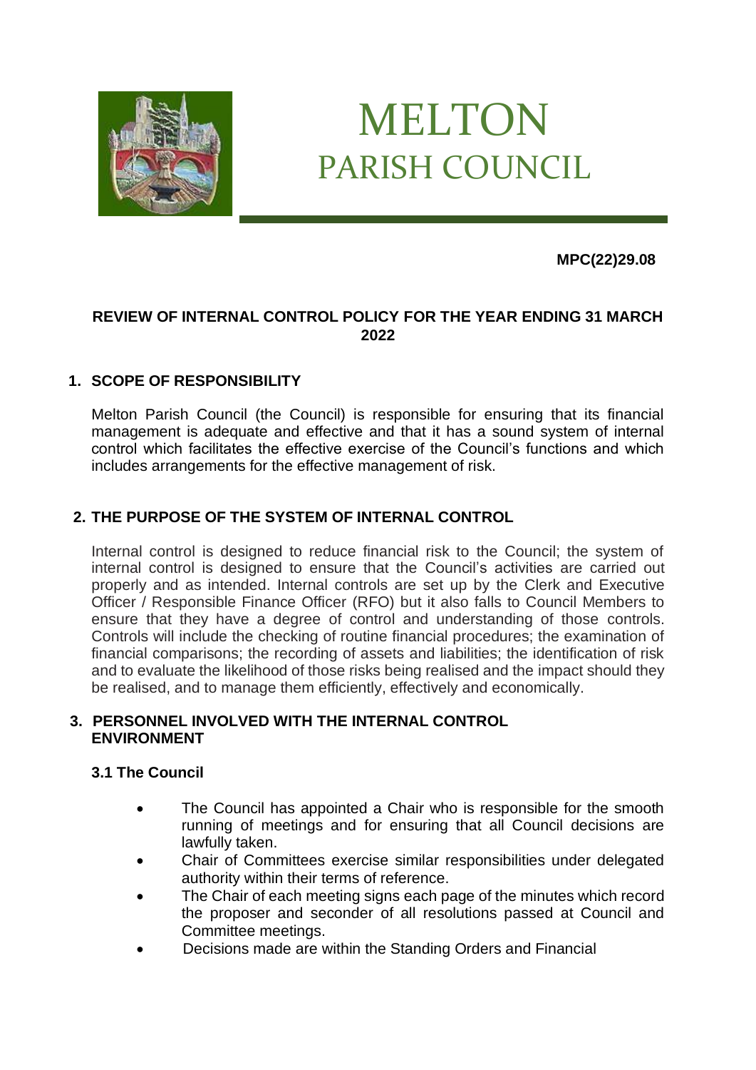# MELTON PARISH COUNCIL

**MPC(22)29.08**

**REVIEW OF INTERNAL CONTROL POLICY FOR THE YEAR ENDING 31 MARCH 2022**

## 1. SCOPE OF RESPONSIBILITY

Melton Parish Council (the Council) is responsible for ensuring that its financial management is adequate and effective and that it has a sound system of internal control which facilitates the effective exercise of the Council's functions and which includes arrangements for the effective management of risk.

## 2. THE PURPOSE OF THE SYSTEM OF INTERNAL CONTROL

Internal control is designed to reduce financial risk to the Council; the system of internal control is designed to ensure that the Council's activities are carried out properly and as intended. Internal controls are set up by the Clerk and Executive Officer / Responsible Finance Officer (RFO) but it also falls to Council Members to ensure that they have a degree of control and understanding of those controls. Controls will include the checking of routine financial procedures; the examination of financial comparisons; the recording of assets and liabilities; the identification of risk and to evaluate the likelihood of those risks being realised and the impact should they be realised, and to manage them efficiently, effectively and economically.

## 3. PERSONNEL INVOLVED WITH THE INTERNAL CONTROL ENVIRONMENT

### 3.1 The Council

- The Council has appointed a Chair who is responsible for the smooth running of meetings and for ensuring that all Council decisions are lawfully taken.
- Chair of Committees exercise similar responsibilities under delegated authority within their terms of reference.
- The Chair of each meeting signs each page of the minutes which record the proposer and seconder of all resolutions passed at Council and Committee meetings.
- Decisions made are within the Standing Orders and Financial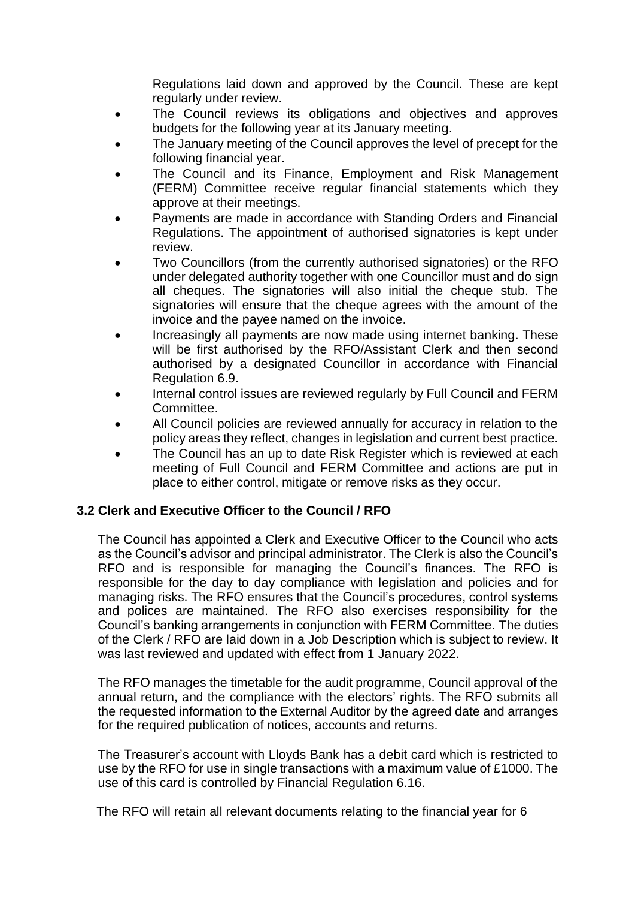Regulations laid down and approved by the Council. These are kept regularly under review.

- The Council reviews its obligations and objectives and approves budgets for the following year at its January meeting.
- The January meeting of the Council approves the level of precept for the following financial year.
- The Council and its Finance, Employment and Risk Management (FERM) Committee receive regular financial statements which they approve at their meetings.
- Payments are made in accordance with Standing Orders and Financial Regulations. The appointment of authorised signatories is kept under review.
- Two Councillors (from the currently authorised signatories) or the RFO under delegated authority together with one Councillor must and do sign all cheques. The signatories will also initial the cheque stub. The signatories will ensure that the cheque agrees with the amount of the invoice and the payee named on the invoice.
- Increasingly all payments are now made using internet banking. These will be first authorised by the RFO/Assistant Clerk and then second authorised by a designated Councillor in accordance with Financial Regulation 6.9.
- Internal control issues are reviewed regularly by Full Council and FERM Committee.
- All Council policies are reviewed annually for accuracy in relation to the policy areas they reflect, changes in legislation and current best practice.
- The Council has an up to date Risk Register which is reviewed at each meeting of Full Council and FERM Committee and actions are put in place to either control, mitigate or remove risks as they occur.

### 3.2 Clerk and Executive Officer to the Council / RFO

The Council has appointed a Clerk and Executive Officer to the Council who acts as the Council's advisor and principal administrator. The Clerk is also the Council's RFO and is responsible for managing the Council's finances. The RFO is responsible for the day to day compliance with legislation and policies and for managing risks. The RFO ensures that the Council's procedures, control systems and polices are maintained. The RFO also exercises responsibility for the Council's banking arrangements in conjunction with FERM Committee. The duties of the Clerk / RFO are laid down in a Job Description which is subject to review. It was last reviewed and updated with effect from 1 January 2022.

The RFO manages the timetable for the audit programme, Council approval of the annual return, and the compliance with the electors' rights. The RFO submits all the requested information to the External Auditor by the agreed date and arranges for the required publication of notices, accounts and returns.

The Treasurer's account with Lloyds Bank has a debit card which is restricted to use by the RFO for use in single transactions with a maximum value of £1000. The use of this card is controlled by Financial Regulation 6.16.

The RFO will retain all relevant documents relating to the financial year for 6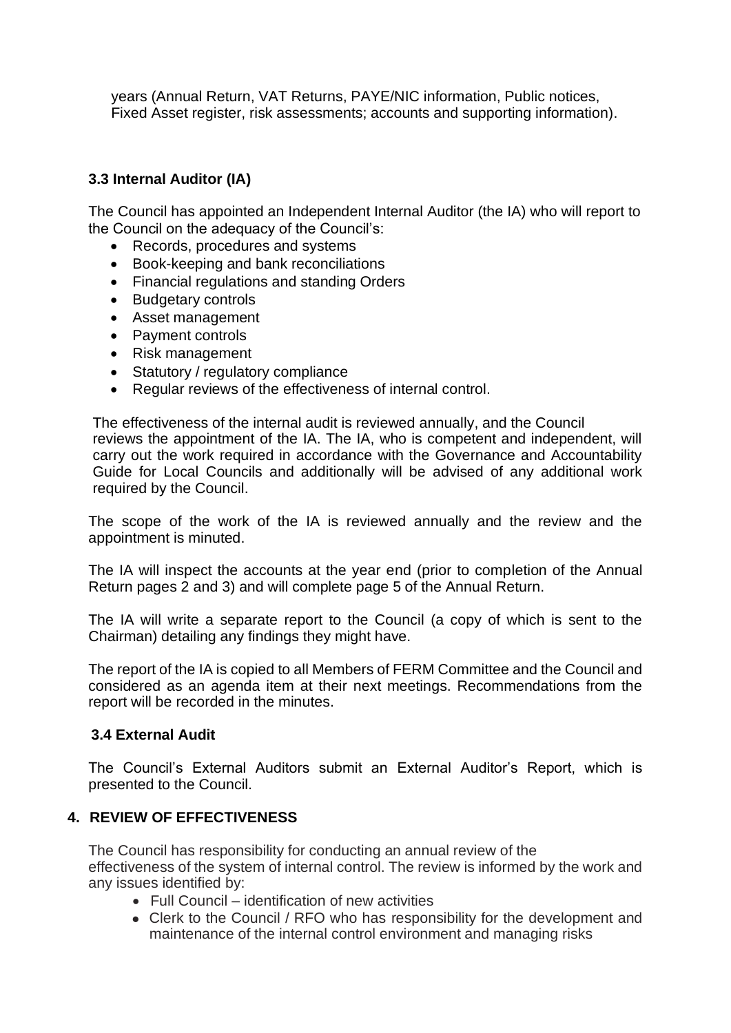years (Annual Return, VAT Returns, PAYE/NIC information, Public notices, Fixed Asset register, risk assessments; accounts and supporting information).

### 3.3 Internal Auditor (IA)

The Council has appointed an Independent Internal Auditor (the IA) who will report to the Council on the adequacy of the Council's:

- Records, procedures and systems
- Book-keeping and bank reconciliations
- Financial regulations and standing Orders
- Budgetary controls
- Asset management
- Payment controls
- Risk management
- Statutory / regulatory compliance
- Regular reviews of the effectiveness of internal control.

The effectiveness of the internal audit is reviewed annually, and the Council reviews the appointment of the IA. The IA, who is competent and independent, will carry out the work required in accordance with the Governance and Accountability Guide for Local Councils and additionally will be advised of any additional work required by the Council.

The scope of the work of the IA is reviewed annually and the review and the appointment is minuted.

The IA will inspect the accounts at the year end (prior to completion of the Annual Return pages 2 and 3) and will complete page 5 of the Annual Return.

The IA will write a separate report to the Council (a copy of which is sent to the Chairman) detailing any findings they might have.

The report of the IA is copied to all Members of FERM Committee and the Council and considered as an agenda item at their next meetings. Recommendations from the report will be recorded in the minutes.

### 3.4 External Audit

The Council's External Auditors submit an External Auditor's Report, which is presented to the Council.

## 4. REVIEW OF EFFECTIVENESS

The Council has responsibility for conducting an annual review of the effectiveness of the system of internal control. The review is informed by the work and any issues identified by:

- Full Council – identification of new activities
- Clerk to the Council / RFO who has responsibility for the development and maintenance of the internal control environment and managing risks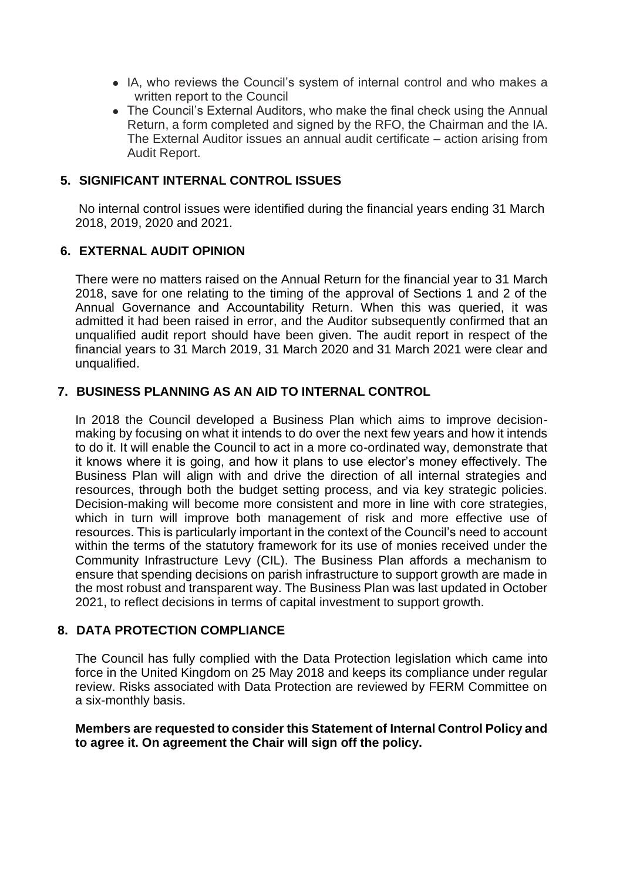- IA, who reviews the Council's system of internal control and who makes a written report to the Council
- The Council's External Auditors, who make the final check using the Annual Return, a form completed and signed by the RFO, the Chairman and the IA. The External Auditor issues an annual audit certificate – action arising from Audit Report.

## 5. SIGNIFICANT INTERNAL CONTROL ISSUES

No internal control issues were identified during the financial years ending 31 March 2018, 2019, 2020 and 2021.

## 6. EXTERNAL AUDIT OPINION

There were no matters raised on the Annual Return for the financial year to 31 March 2018, save for one relating to the timing of the approval of Sections 1 and 2 of the Annual Governance and Accountability Return. When this was queried, it was admitted it had been raised in error, and the Auditor subsequently confirmed that an unqualified audit report should have been given. The audit report in respect of the financial years to 31 March 2019, 31 March 2020 and 31 March 2021 were clear and unqualified.

## 7. BUSINESS PLANNING AS AN AID TO INTERNAL CONTROL

In 2018 the Council developed a Business Plan which aims to improve decision-making by focusing on what it intends to do over the next few years and how it intends to do it. It will enable the Council to act in a more co-ordinated way, demonstrate that it knows where it is going, and how it plans to use elector's money effectively. The Business Plan will align with and drive the direction of all internal strategies and resources, through both the budget setting process, and via key strategic policies. Decision-making will become more consistent and more in line with core strategies, which in turn will improve both management of risk and more effective use of resources. This is particularly important in the context of the Council's need to account within the terms of the statutory framework for its use of monies received under the Community Infrastructure Levy (CIL). The Business Plan affords a mechanism to ensure that spending decisions on parish infrastructure to support growth are made in the most robust and transparent way. The Business Plan was last updated in October 2021, to reflect decisions in terms of capital investment to support growth.

## 8. DATA PROTECTION COMPLIANCE

The Council has fully complied with the Data Protection legislation which came into force in the United Kingdom on 25 May 2018 and keeps its compliance under regular review. Risks associated with Data Protection are reviewed by FERM Committee on a six-monthly basis.

**Members are requested to consider this Statement of Internal Control Policy and to agree it. On agreement the Chair will sign off the policy.**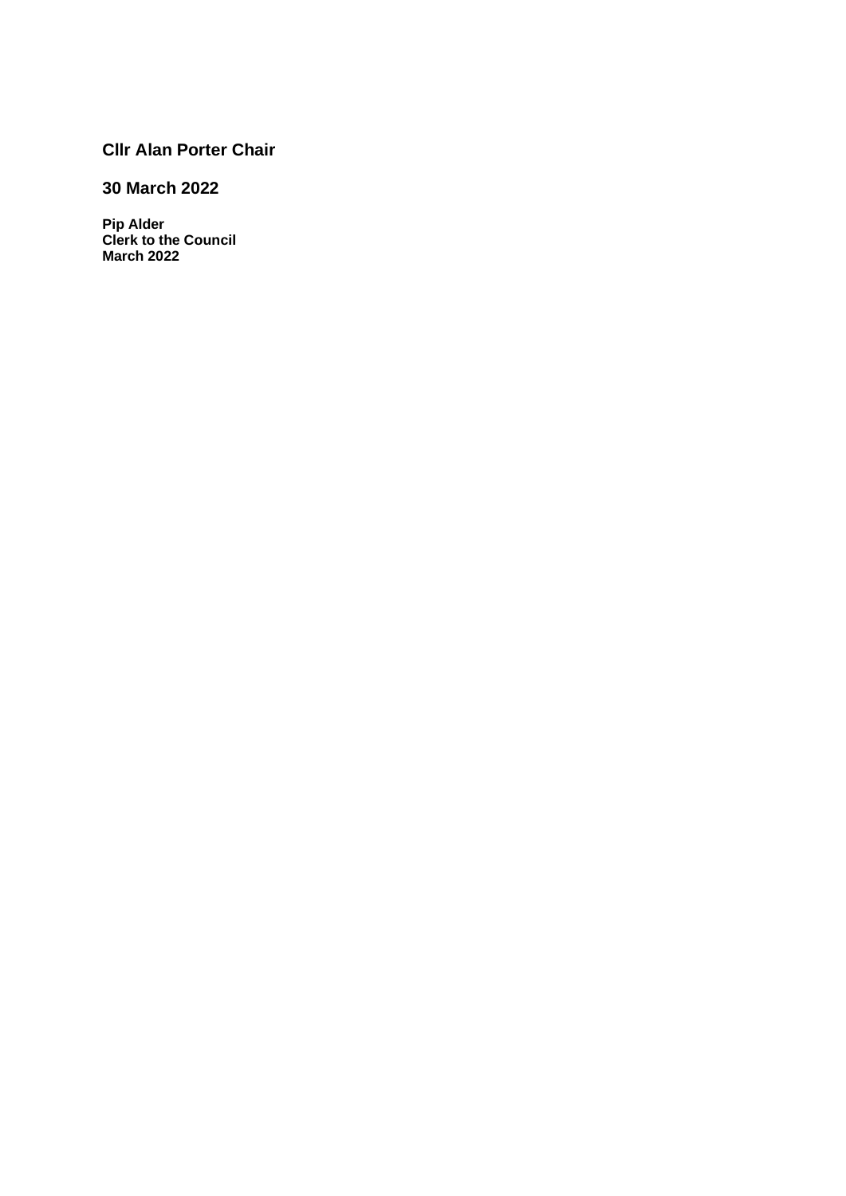**Cllr Alan Porter Chair**

**30 March 2022**

**Pip Alder**
**Clerk to the Council**
**March 2022**